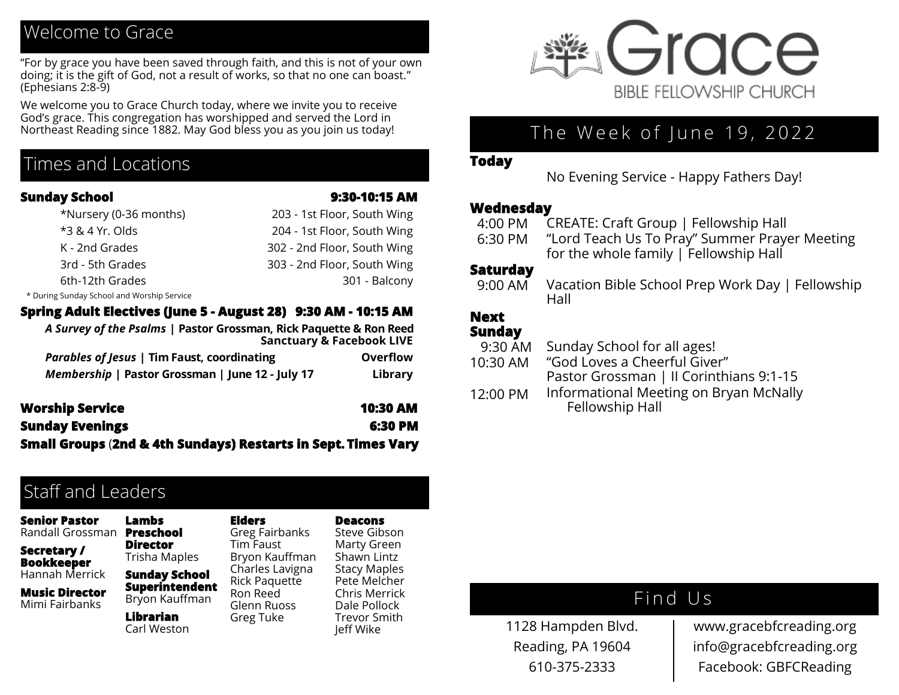## Welcome to Grace

"For by grace you have been saved through faith, and this is not of your own doing; it is the gift of God, not a result of works, so that no one can boast." (Ephesians 2:8-9)

We welcome you to Grace Church today, where we invite you to receive God's grace. This congregation has worshipped and served the Lord in Northeast Reading since 1882. May God bless you as you join us today!

## Times and Locations

| | |
|---|---|
| **Sunday School** | **9:30-10:15 AM** |
| *Nursery (0-36 months) | 203 - 1st Floor, South Wing |
| *3 & 4 Yr. Olds | 204 - 1st Floor, South Wing |
| K - 2nd Grades | 302 - 2nd Floor, South Wing |
| 3rd - 5th Grades | 303 - 2nd Floor, South Wing |
| 6th-12th Grades | 301 - Balcony |

\* During Sunday School and Worship Service

**Spring Adult Electives (June 5 - August 28) 9:30 AM - 10:15 AM**

| | |
|---|---|
| ***A Survey of the Psalms*** **\| Pastor Grossman, Rick Paquette & Ron Reed** | **Sanctuary & Facebook LIVE** |
| ***Parables of Jesus*** **\| Tim Faust, coordinating** | **Overflow** |
| ***Membership*** **\| Pastor Grossman \| June 12 - July 17** | **Library** |

**Worship Service** **10:30 AM**

**Sunday Evenings** **6:30 PM**

**Small Groups (2nd & 4th Sundays) Restarts in Sept. Times Vary**

## Staff and Leaders

**Senior Pastor**
Randall Grossman

**Secretary / Bookkeeper**
Hannah Merrick

**Music Director**
Mimi Fairbanks

**Lambs Preschool Director**
Trisha Maples

**Sunday School Superintendent**
Bryon Kauffman

**Librarian**
Carl Weston

**Elders**
Greg Fairbanks
Tim Faust
Bryon Kauffman
Charles Lavigna
Rick Paquette
Ron Reed
Glenn Ruoss
Greg Tuke

**Deacons**
Steve Gibson
Marty Green
Shawn Lintz
Stacy Maples
Pete Melcher
Chris Merrick
Dale Pollock
Trevor Smith
Jeff Wike

# Grace
BIBLE FELLOWSHIP CHURCH

## The Week of June 19, 2022

**Today**

No Evening Service - Happy Fathers Day!

**Wednesday**

4:00 PM CREATE: Craft Group | Fellowship Hall

6:30 PM "Lord Teach Us To Pray" Summer Prayer Meeting for the whole family | Fellowship Hall

**Saturday**

9:00 AM Vacation Bible School Prep Work Day | Fellowship Hall

**Next Sunday**

9:30 AM Sunday School for all ages!

10:30 AM "God Loves a Cheerful Giver"
Pastor Grossman | II Corinthians 9:1-15

12:00 PM Informational Meeting on Bryan McNally
Fellowship Hall

## Find Us

1128 Hampden Blvd.
Reading, PA 19604
610-375-2333

www.gracebfcreading.org
info@gracebfcreading.org
Facebook: GBFCReading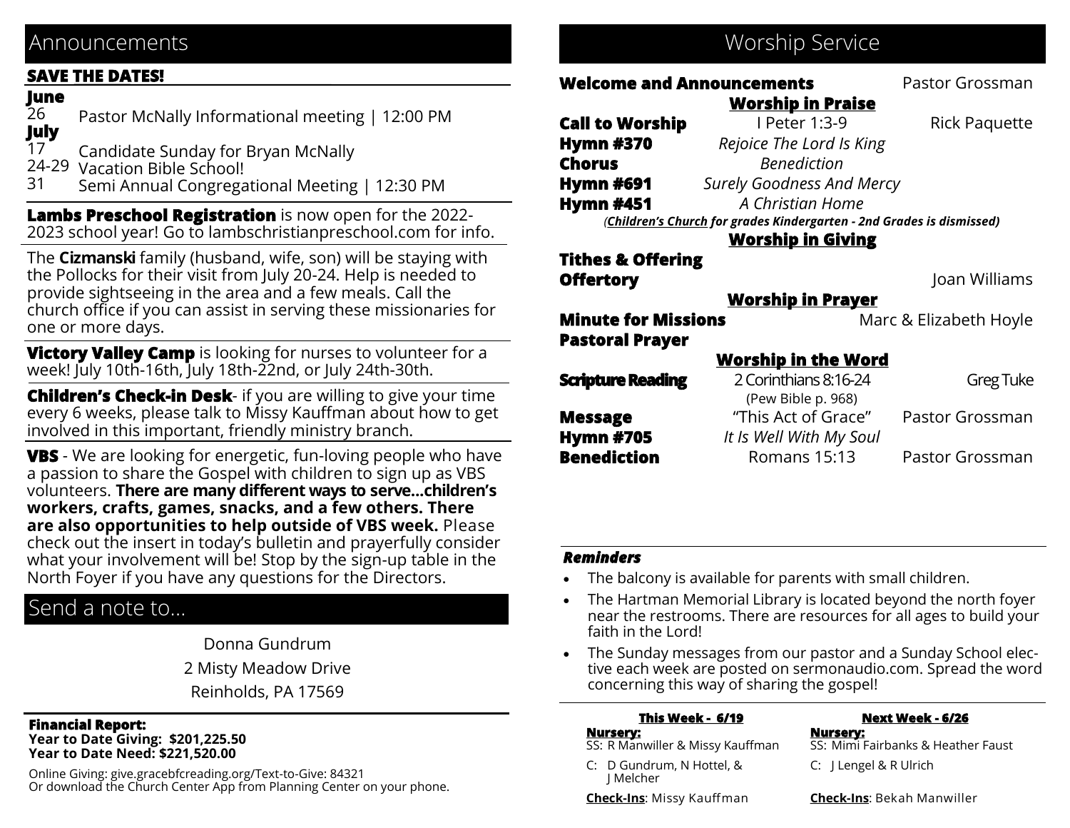# Announcements

**SAVE THE DATES!**

**June**

26 Pastor McNally Informational meeting | 12:00 PM

**July**

17 Candidate Sunday for Bryan McNally

24-29 Vacation Bible School!

31 Semi Annual Congregational Meeting | 12:30 PM

**Lambs Preschool Registration** is now open for the 2022-2023 school year! Go to lambschristianpreschool.com for info.

The **Cizmanski** family (husband, wife, son) will be staying with the Pollocks for their visit from July 20-24. Help is needed to provide sightseeing in the area and a few meals. Call the church office if you can assist in serving these missionaries for one or more days.

**Victory Valley Camp** is looking for nurses to volunteer for a week! July 10th-16th, July 18th-22nd, or July 24th-30th.

**Children's Check-in Desk**- if you are willing to give your time every 6 weeks, please talk to Missy Kauffman about how to get involved in this important, friendly ministry branch.

**VBS** - We are looking for energetic, fun-loving people who have a passion to share the Gospel with children to sign up as VBS volunteers. **There are many different ways to serve…children's workers, crafts, games, snacks, and a few others. There are also opportunities to help outside of VBS week.** Please check out the insert in today's bulletin and prayerfully consider what your involvement will be! Stop by the sign-up table in the North Foyer if you have any questions for the Directors.

# Send a note to…

Donna Gundrum

2 Misty Meadow Drive

Reinholds, PA 17569

**Financial Report:**

**Year to Date Giving: $201,225.50**

**Year to Date Need: $221,520.00**

Online Giving: give.gracebfcreading.org/Text-to-Give: 84321

Or download the Church Center App from Planning Center on your phone.

# Worship Service

**Welcome and Announcements** — Pastor Grossman

**Worship in Praise**

**Call to Worship** — I Peter 1:3-9 — Rick Paquette

**Hymn #370** — *Rejoice The Lord Is King*

**Chorus** — *Benediction*

**Hymn #691** — *Surely Goodness And Mercy*

**Hymn #451** — *A Christian Home*

*(**Children's Church** for grades Kindergarten - 2nd Grades is dismissed)*

**Worship in Giving**

**Tithes & Offering**

**Offertory** — Joan Williams

**Worship in Prayer**

**Minute for Missions** — Marc & Elizabeth Hoyle

**Pastoral Prayer**

**Worship in the Word**

**Scripture Reading** — 2 Corinthians 8:16-24 (Pew Bible p. 968) — Greg Tuke

**Message** — "This Act of Grace" — Pastor Grossman

**Hymn #705** — *It Is Well With My Soul*

**Benediction** — Romans 15:13 — Pastor Grossman

***Reminders***

- The balcony is available for parents with small children.
- The Hartman Memorial Library is located beyond the north foyer near the restrooms. There are resources for all ages to build your faith in the Lord!
- The Sunday messages from our pastor and a Sunday School elective each week are posted on sermonaudio.com. Spread the word concerning this way of sharing the gospel!

| **This Week - 6/19** | **Next Week - 6/26** |
|---|---|
| **Nursery:** | **Nursery:** |
| SS: R Manwiller & Missy Kauffman | SS: Mimi Fairbanks & Heather Faust |
| C: D Gundrum, N Hottel, & J Melcher | C: J Lengel & R Ulrich |
| **Check-Ins**: Missy Kauffman | **Check-Ins**: Bekah Manwiller |